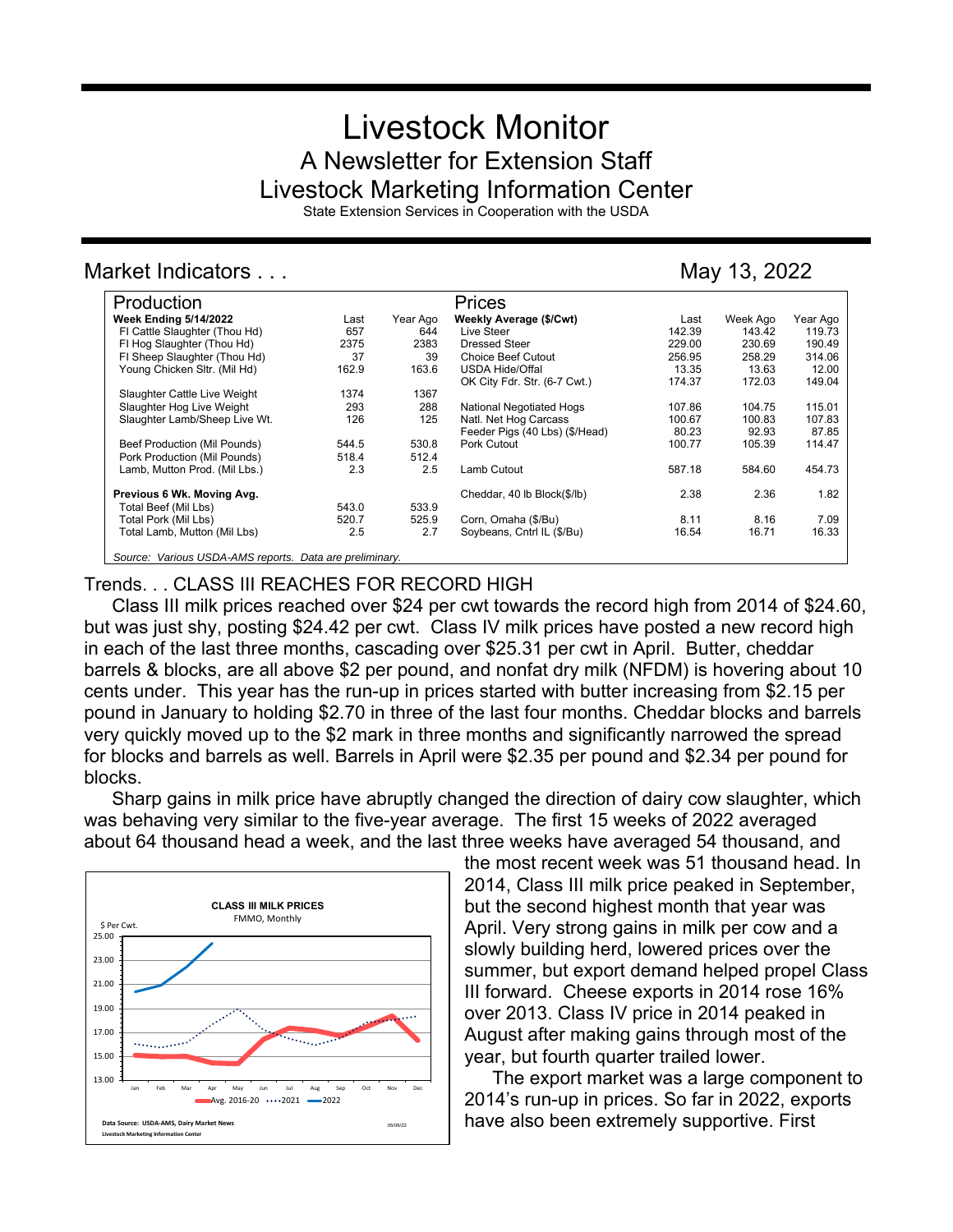# Livestock Monitor

## A Newsletter for Extension Staff

## Livestock Marketing Information Center

State Extension Services in Cooperation with the USDA

## Market Indicators . . .

May 13, 2022

| Production | Last | Year Ago | Prices | Last | Week Ago | Year Ago |
|---|---|---|---|---|---|---|
| **Week Ending 5/14/2022** | | | **Weekly Average ($/Cwt)** | | | |
| FI Cattle Slaughter (Thou Hd) | 657 | 644 | Live Steer | 142.39 | 143.42 | 119.73 |
| FI Hog Slaughter (Thou Hd) | 2375 | 2383 | Dressed Steer | 229.00 | 230.69 | 190.49 |
| FI Sheep Slaughter (Thou Hd) | 37 | 39 | Choice Beef Cutout | 256.95 | 258.29 | 314.06 |
| Young Chicken Sltr. (Mil Hd) | 162.9 | 163.6 | USDA Hide/Offal | 13.35 | 13.63 | 12.00 |
| | | | OK City Fdr. Str. (6-7 Cwt.) | 174.37 | 172.03 | 149.04 |
| Slaughter Cattle Live Weight | 1374 | 1367 | | | | |
| Slaughter Hog Live Weight | 293 | 288 | National Negotiated Hogs | 107.86 | 104.75 | 115.01 |
| Slaughter Lamb/Sheep Live Wt. | 126 | 125 | Natl. Net Hog Carcass | 100.67 | 100.83 | 107.83 |
| | | | Feeder Pigs (40 Lbs) ($/Head) | 80.23 | 92.93 | 87.85 |
| Beef Production (Mil Pounds) | 544.5 | 530.8 | Pork Cutout | 100.77 | 105.39 | 114.47 |
| Pork Production (Mil Pounds) | 518.4 | 512.4 | | | | |
| Lamb, Mutton Prod. (Mil Lbs.) | 2.3 | 2.5 | Lamb Cutout | 587.18 | 584.60 | 454.73 |
| **Previous 6 Wk. Moving Avg.** | | | Cheddar, 40 lb Block($/lb) | 2.38 | 2.36 | 1.82 |
| Total Beef (Mil Lbs) | 543.0 | 533.9 | | | | |
| Total Pork (Mil Lbs) | 520.7 | 525.9 | Corn, Omaha ($/Bu) | 8.11 | 8.16 | 7.09 |
| Total Lamb, Mutton (Mil Lbs) | 2.5 | 2.7 | Soybeans, Cntrl IL ($/Bu) | 16.54 | 16.71 | 16.33 |

*Source: Various USDA-AMS reports. Data are preliminary.*

## Trends. . . CLASS III REACHES FOR RECORD HIGH

Class III milk prices reached over $24 per cwt towards the record high from 2014 of $24.60, but was just shy, posting $24.42 per cwt. Class IV milk prices have posted a new record high in each of the last three months, cascading over $25.31 per cwt in April. Butter, cheddar barrels & blocks, are all above $2 per pound, and nonfat dry milk (NFDM) is hovering about 10 cents under. This year has the run-up in prices started with butter increasing from $2.15 per pound in January to holding $2.70 in three of the last four months. Cheddar blocks and barrels very quickly moved up to the $2 mark in three months and significantly narrowed the spread for blocks and barrels as well. Barrels in April were $2.35 per pound and $2.34 per pound for blocks.

Sharp gains in milk price have abruptly changed the direction of dairy cow slaughter, which was behaving very similar to the five-year average. The first 15 weeks of 2022 averaged about 64 thousand head a week, and the last three weeks have averaged 54 thousand, and the most recent week was 51 thousand head. In 2014, Class III milk price peaked in September, but the second highest month that year was April. Very strong gains in milk per cow and a slowly building herd, lowered prices over the summer, but export demand helped propel Class III forward. Cheese exports in 2014 rose 16% over 2013. Class IV price in 2014 peaked in August after making gains through most of the year, but fourth quarter trailed lower.

The export market was a large component to 2014's run-up in prices. So far in 2022, exports have also been extremely supportive. First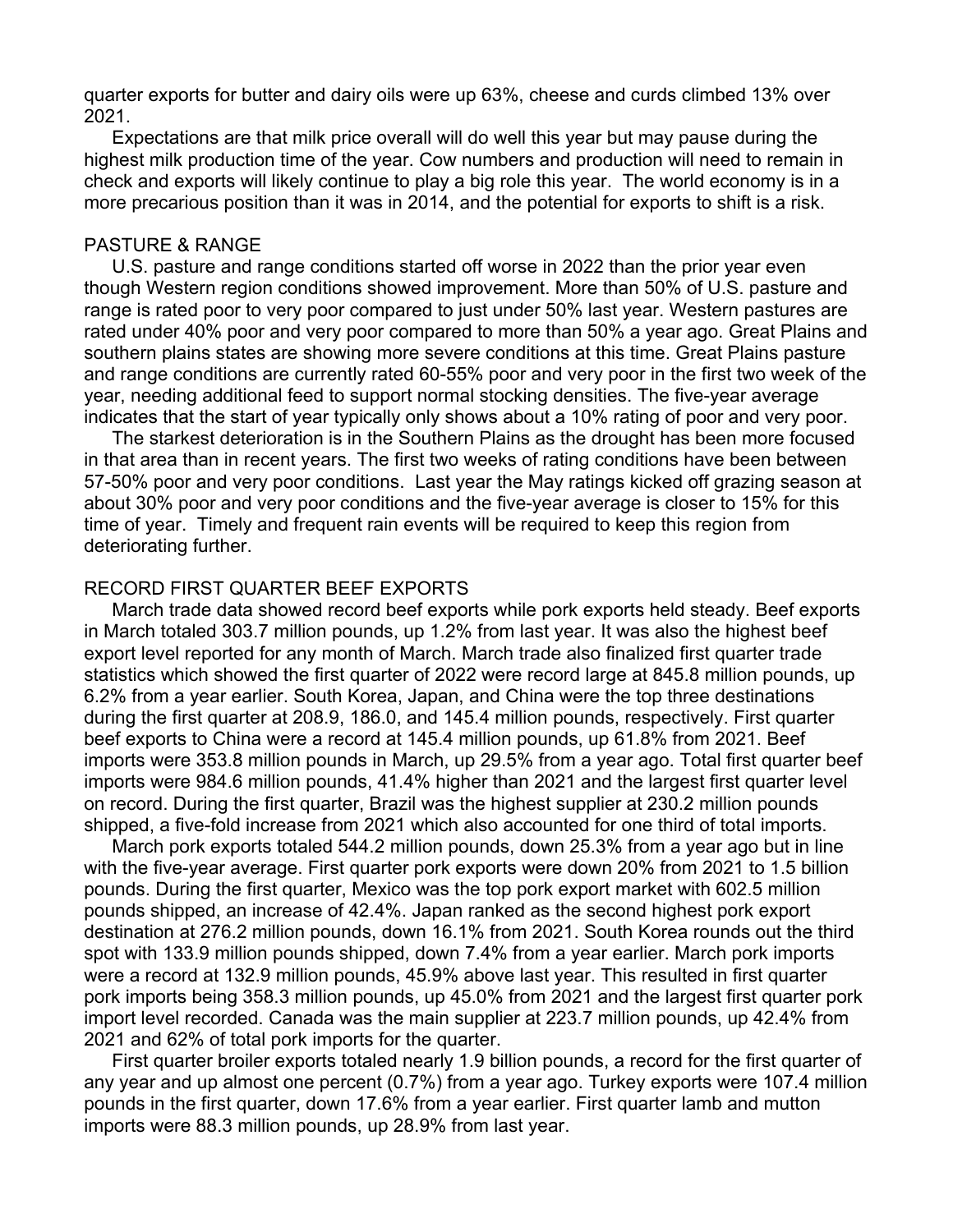quarter exports for butter and dairy oils were up 63%, cheese and curds climbed 13% over 2021.

Expectations are that milk price overall will do well this year but may pause during the highest milk production time of the year. Cow numbers and production will need to remain in check and exports will likely continue to play a big role this year. The world economy is in a more precarious position than it was in 2014, and the potential for exports to shift is a risk.

## PASTURE & RANGE

U.S. pasture and range conditions started off worse in 2022 than the prior year even though Western region conditions showed improvement. More than 50% of U.S. pasture and range is rated poor to very poor compared to just under 50% last year. Western pastures are rated under 40% poor and very poor compared to more than 50% a year ago. Great Plains and southern plains states are showing more severe conditions at this time. Great Plains pasture and range conditions are currently rated 60-55% poor and very poor in the first two week of the year, needing additional feed to support normal stocking densities. The five-year average indicates that the start of year typically only shows about a 10% rating of poor and very poor.

The starkest deterioration is in the Southern Plains as the drought has been more focused in that area than in recent years. The first two weeks of rating conditions have been between 57-50% poor and very poor conditions. Last year the May ratings kicked off grazing season at about 30% poor and very poor conditions and the five-year average is closer to 15% for this time of year. Timely and frequent rain events will be required to keep this region from deteriorating further.

## RECORD FIRST QUARTER BEEF EXPORTS

March trade data showed record beef exports while pork exports held steady. Beef exports in March totaled 303.7 million pounds, up 1.2% from last year. It was also the highest beef export level reported for any month of March. March trade also finalized first quarter trade statistics which showed the first quarter of 2022 were record large at 845.8 million pounds, up 6.2% from a year earlier. South Korea, Japan, and China were the top three destinations during the first quarter at 208.9, 186.0, and 145.4 million pounds, respectively. First quarter beef exports to China were a record at 145.4 million pounds, up 61.8% from 2021. Beef imports were 353.8 million pounds in March, up 29.5% from a year ago. Total first quarter beef imports were 984.6 million pounds, 41.4% higher than 2021 and the largest first quarter level on record. During the first quarter, Brazil was the highest supplier at 230.2 million pounds shipped, a five-fold increase from 2021 which also accounted for one third of total imports.

March pork exports totaled 544.2 million pounds, down 25.3% from a year ago but in line with the five-year average. First quarter pork exports were down 20% from 2021 to 1.5 billion pounds. During the first quarter, Mexico was the top pork export market with 602.5 million pounds shipped, an increase of 42.4%. Japan ranked as the second highest pork export destination at 276.2 million pounds, down 16.1% from 2021. South Korea rounds out the third spot with 133.9 million pounds shipped, down 7.4% from a year earlier. March pork imports were a record at 132.9 million pounds, 45.9% above last year. This resulted in first quarter pork imports being 358.3 million pounds, up 45.0% from 2021 and the largest first quarter pork import level recorded. Canada was the main supplier at 223.7 million pounds, up 42.4% from 2021 and 62% of total pork imports for the quarter.

First quarter broiler exports totaled nearly 1.9 billion pounds, a record for the first quarter of any year and up almost one percent (0.7%) from a year ago. Turkey exports were 107.4 million pounds in the first quarter, down 17.6% from a year earlier. First quarter lamb and mutton imports were 88.3 million pounds, up 28.9% from last year.